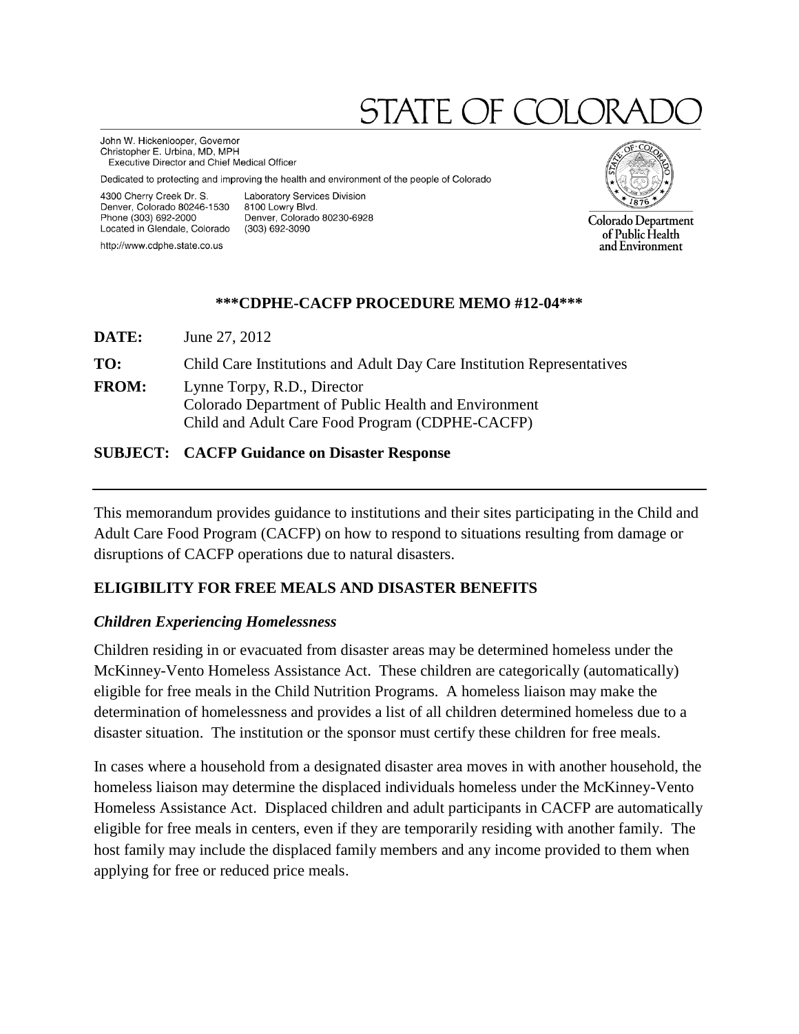# STATE OF COLORADO

John W. Hickenlooper, Governor
Christopher E. Urbina, MD, MPH
Executive Director and Chief Medical Officer

Dedicated to protecting and improving the health and environment of the people of Colorado

4300 Cherry Creek Dr. S.
Denver, Colorado 80246-1530
Phone (303) 692-2000
Located in Glendale, Colorado

http://www.cdphe.state.co.us

Laboratory Services Division
8100 Lowry Blvd.
Denver, Colorado 80230-6928
(303) 692-3090

Colorado Department of Public Health and Environment

**\*\*\*CDPHE-CACFP PROCEDURE MEMO #12-04\*\*\***

**DATE:** June 27, 2012

**TO:** Child Care Institutions and Adult Day Care Institution Representatives

**FROM:** Lynne Torpy, R.D., Director
Colorado Department of Public Health and Environment
Child and Adult Care Food Program (CDPHE-CACFP)

**SUBJECT: CACFP Guidance on Disaster Response**

---

This memorandum provides guidance to institutions and their sites participating in the Child and Adult Care Food Program (CACFP) on how to respond to situations resulting from damage or disruptions of CACFP operations due to natural disasters.

## ELIGIBILITY FOR FREE MEALS AND DISASTER BENEFITS

### *Children Experiencing Homelessness*

Children residing in or evacuated from disaster areas may be determined homeless under the McKinney-Vento Homeless Assistance Act. These children are categorically (automatically) eligible for free meals in the Child Nutrition Programs. A homeless liaison may make the determination of homelessness and provides a list of all children determined homeless due to a disaster situation. The institution or the sponsor must certify these children for free meals.

In cases where a household from a designated disaster area moves in with another household, the homeless liaison may determine the displaced individuals homeless under the McKinney-Vento Homeless Assistance Act. Displaced children and adult participants in CACFP are automatically eligible for free meals in centers, even if they are temporarily residing with another family. The host family may include the displaced family members and any income provided to them when applying for free or reduced price meals.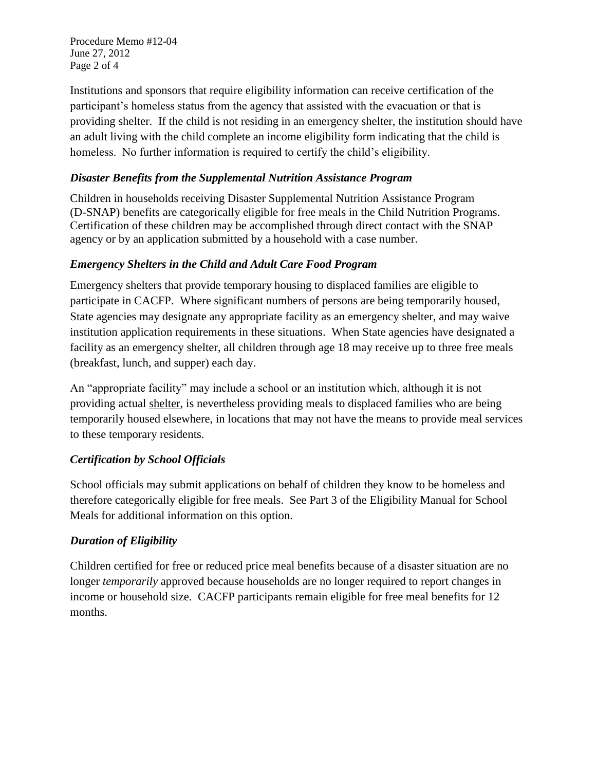Institutions and sponsors that require eligibility information can receive certification of the participant's homeless status from the agency that assisted with the evacuation or that is providing shelter. If the child is not residing in an emergency shelter, the institution should have an adult living with the child complete an income eligibility form indicating that the child is homeless. No further information is required to certify the child's eligibility.

### *Disaster Benefits from the Supplemental Nutrition Assistance Program*

Children in households receiving Disaster Supplemental Nutrition Assistance Program (D-SNAP) benefits are categorically eligible for free meals in the Child Nutrition Programs. Certification of these children may be accomplished through direct contact with the SNAP agency or by an application submitted by a household with a case number.

### *Emergency Shelters in the Child and Adult Care Food Program*

Emergency shelters that provide temporary housing to displaced families are eligible to participate in CACFP. Where significant numbers of persons are being temporarily housed, State agencies may designate any appropriate facility as an emergency shelter, and may waive institution application requirements in these situations. When State agencies have designated a facility as an emergency shelter, all children through age 18 may receive up to three free meals (breakfast, lunch, and supper) each day.

An "appropriate facility" may include a school or an institution which, although it is not providing actual <u>shelter</u>, is nevertheless providing meals to displaced families who are being temporarily housed elsewhere, in locations that may not have the means to provide meal services to these temporary residents.

### *Certification by School Officials*

School officials may submit applications on behalf of children they know to be homeless and therefore categorically eligible for free meals. See Part 3 of the Eligibility Manual for School Meals for additional information on this option.

### *Duration of Eligibility*

Children certified for free or reduced price meal benefits because of a disaster situation are no longer *temporarily* approved because households are no longer required to report changes in income or household size. CACFP participants remain eligible for free meal benefits for 12 months.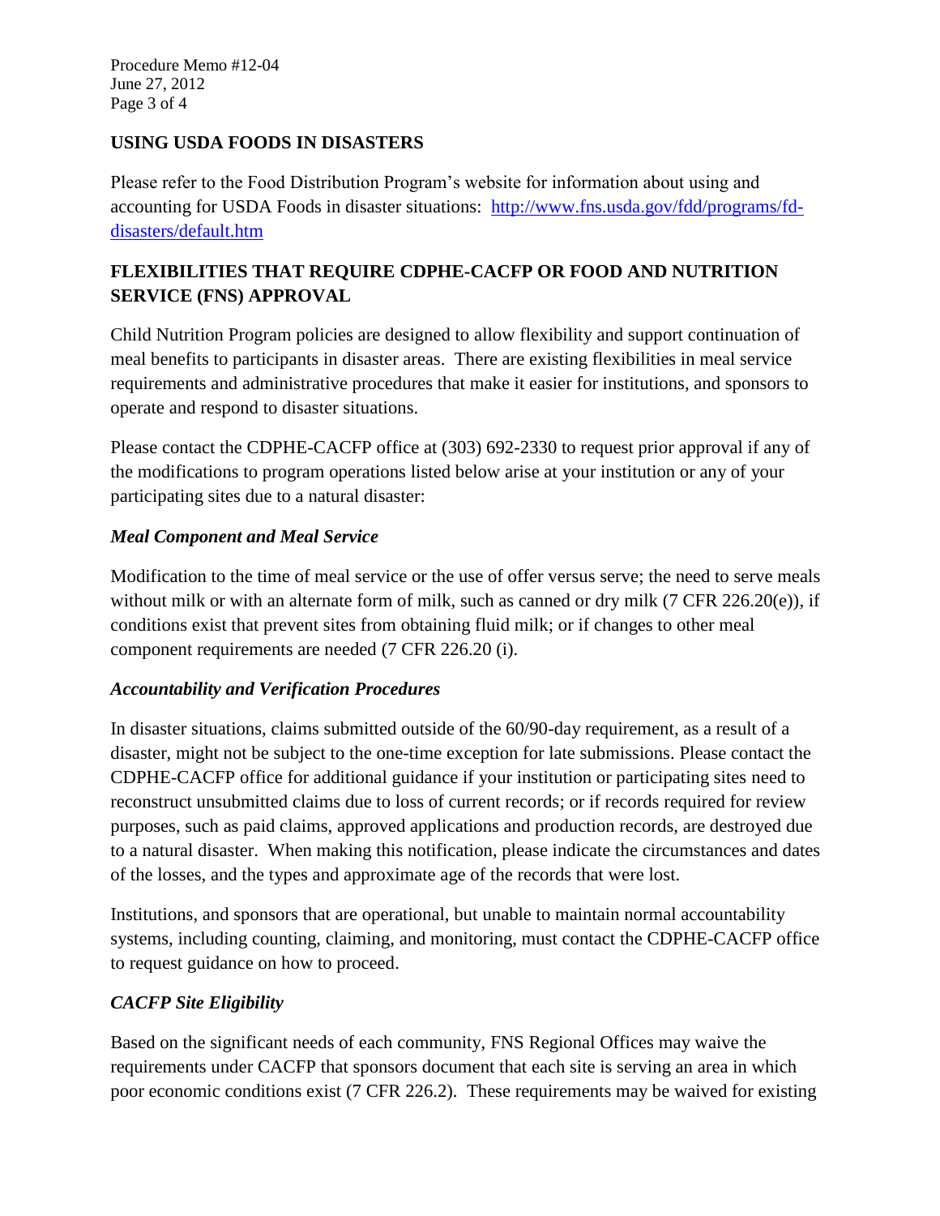## USING USDA FOODS IN DISASTERS

Please refer to the Food Distribution Program's website for information about using and accounting for USDA Foods in disaster situations: [http://www.fns.usda.gov/fdd/programs/fd-disasters/default.htm](http://www.fns.usda.gov/fdd/programs/fd-disasters/default.htm)

## FLEXIBILITIES THAT REQUIRE CDPHE-CACFP OR FOOD AND NUTRITION SERVICE (FNS) APPROVAL

Child Nutrition Program policies are designed to allow flexibility and support continuation of meal benefits to participants in disaster areas. There are existing flexibilities in meal service requirements and administrative procedures that make it easier for institutions, and sponsors to operate and respond to disaster situations.

Please contact the CDPHE-CACFP office at (303) 692-2330 to request prior approval if any of the modifications to program operations listed below arise at your institution or any of your participating sites due to a natural disaster:

### *Meal Component and Meal Service*

Modification to the time of meal service or the use of offer versus serve; the need to serve meals without milk or with an alternate form of milk, such as canned or dry milk (7 CFR 226.20(e)), if conditions exist that prevent sites from obtaining fluid milk; or if changes to other meal component requirements are needed (7 CFR 226.20 (i).

### *Accountability and Verification Procedures*

In disaster situations, claims submitted outside of the 60/90-day requirement, as a result of a disaster, might not be subject to the one-time exception for late submissions. Please contact the CDPHE-CACFP office for additional guidance if your institution or participating sites need to reconstruct unsubmitted claims due to loss of current records; or if records required for review purposes, such as paid claims, approved applications and production records, are destroyed due to a natural disaster. When making this notification, please indicate the circumstances and dates of the losses, and the types and approximate age of the records that were lost.

Institutions, and sponsors that are operational, but unable to maintain normal accountability systems, including counting, claiming, and monitoring, must contact the CDPHE-CACFP office to request guidance on how to proceed.

### *CACFP Site Eligibility*

Based on the significant needs of each community, FNS Regional Offices may waive the requirements under CACFP that sponsors document that each site is serving an area in which poor economic conditions exist (7 CFR 226.2). These requirements may be waived for existing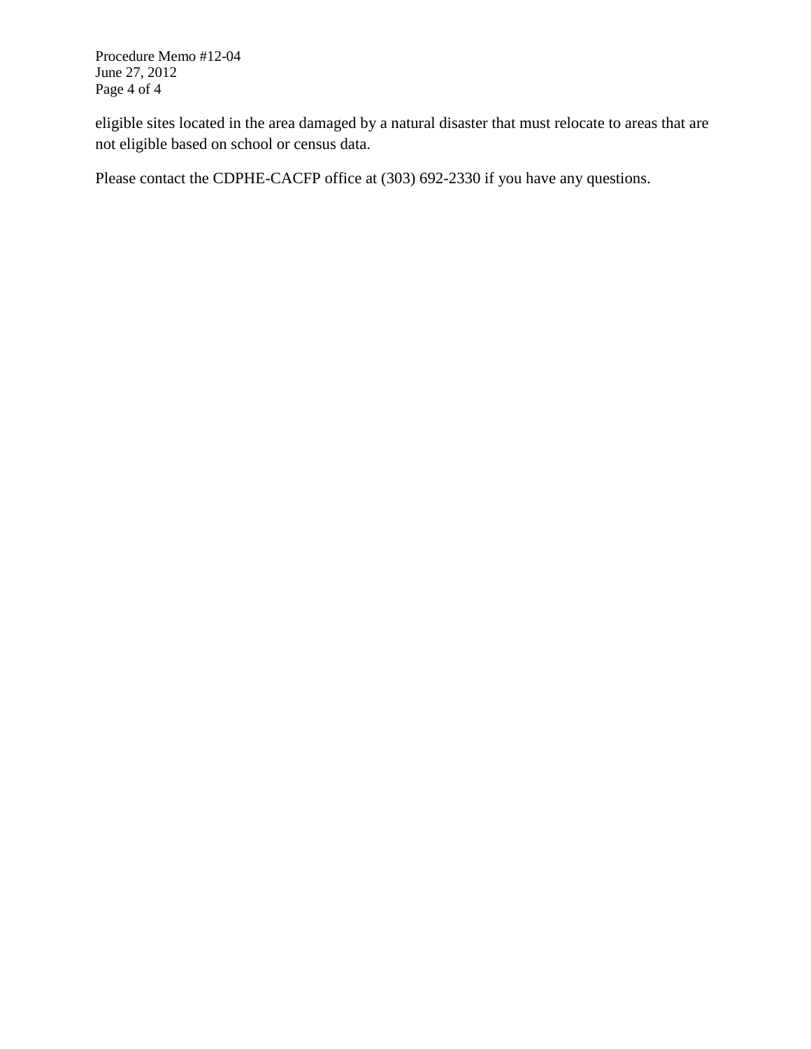eligible sites located in the area damaged by a natural disaster that must relocate to areas that are not eligible based on school or census data.

Please contact the CDPHE-CACFP office at (303) 692-2330 if you have any questions.